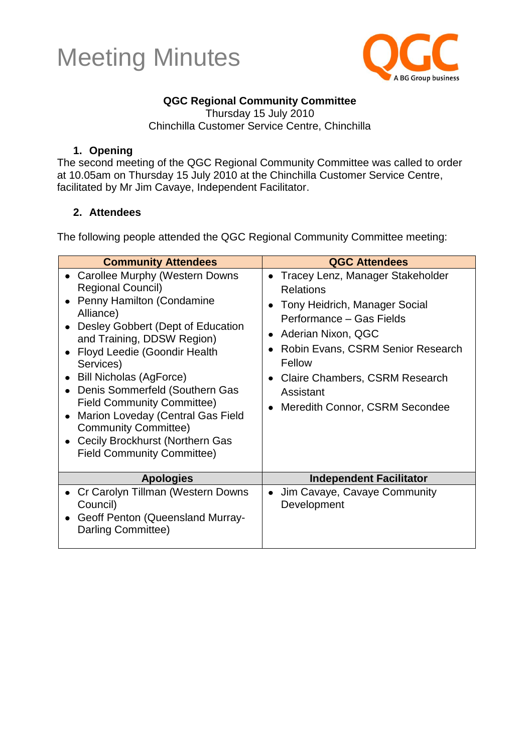# Meeting Minutes

QGC
A BG Group business

**QGC Regional Community Committee**
Thursday 15 July 2010
Chinchilla Customer Service Centre, Chinchilla

## 1. Opening

The second meeting of the QGC Regional Community Committee was called to order at 10.05am on Thursday 15 July 2010 at the Chinchilla Customer Service Centre, facilitated by Mr Jim Cavaye, Independent Facilitator.

## 2. Attendees

The following people attended the QGC Regional Community Committee meeting:

| Community Attendees | QGC Attendees |
|---|---|
| • Carollee Murphy (Western Downs Regional Council)<br>• Penny Hamilton (Condamine Alliance)<br>• Desley Gobbert (Dept of Education and Training, DDSW Region)<br>• Floyd Leedie (Goondir Health Services)<br>• Bill Nicholas (AgForce)<br>• Denis Sommerfeld (Southern Gas Field Community Committee)<br>• Marion Loveday (Central Gas Field Community Committee)<br>• Cecily Brockhurst (Northern Gas Field Community Committee) | • Tracey Lenz, Manager Stakeholder Relations<br>• Tony Heidrich, Manager Social Performance – Gas Fields<br>• Aderian Nixon, QGC<br>• Robin Evans, CSRM Senior Research Fellow<br>• Claire Chambers, CSRM Research Assistant<br>• Meredith Connor, CSRM Secondee |
| **Apologies** | **Independent Facilitator** |
| • Cr Carolyn Tillman (Western Downs Council)<br>• Geoff Penton (Queensland Murray-Darling Committee) | • Jim Cavaye, Cavaye Community Development |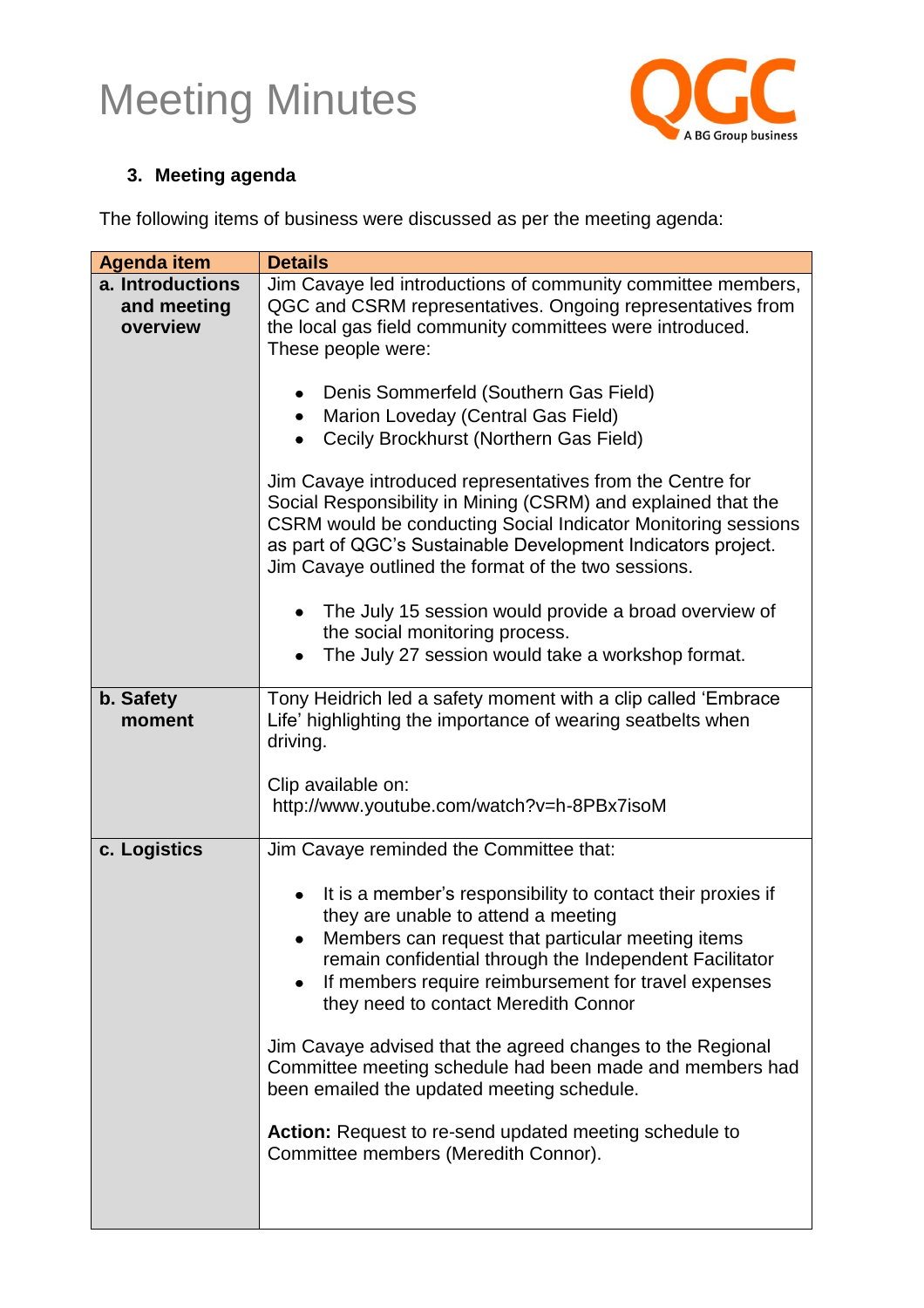# Meeting Minutes

### 3. Meeting agenda

The following items of business were discussed as per the meeting agenda:

| Agenda item | Details |
|---|---|
| **a. Introductions and meeting overview** | Jim Cavaye led introductions of community committee members, QGC and CSRM representatives. Ongoing representatives from the local gas field community committees were introduced. These people were:<br><br>• Denis Sommerfeld (Southern Gas Field)<br>• Marion Loveday (Central Gas Field)<br>• Cecily Brockhurst (Northern Gas Field)<br><br>Jim Cavaye introduced representatives from the Centre for Social Responsibility in Mining (CSRM) and explained that the CSRM would be conducting Social Indicator Monitoring sessions as part of QGC's Sustainable Development Indicators project. Jim Cavaye outlined the format of the two sessions.<br><br>• The July 15 session would provide a broad overview of the social monitoring process.<br>• The July 27 session would take a workshop format. |
| **b. Safety moment** | Tony Heidrich led a safety moment with a clip called 'Embrace Life' highlighting the importance of wearing seatbelts when driving.<br><br>Clip available on: http://www.youtube.com/watch?v=h-8PBx7isoM |
| **c. Logistics** | Jim Cavaye reminded the Committee that:<br><br>• It is a member's responsibility to contact their proxies if they are unable to attend a meeting<br>• Members can request that particular meeting items remain confidential through the Independent Facilitator<br>• If members require reimbursement for travel expenses they need to contact Meredith Connor<br><br>Jim Cavaye advised that the agreed changes to the Regional Committee meeting schedule had been made and members had been emailed the updated meeting schedule.<br><br>**Action:** Request to re-send updated meeting schedule to Committee members (Meredith Connor). |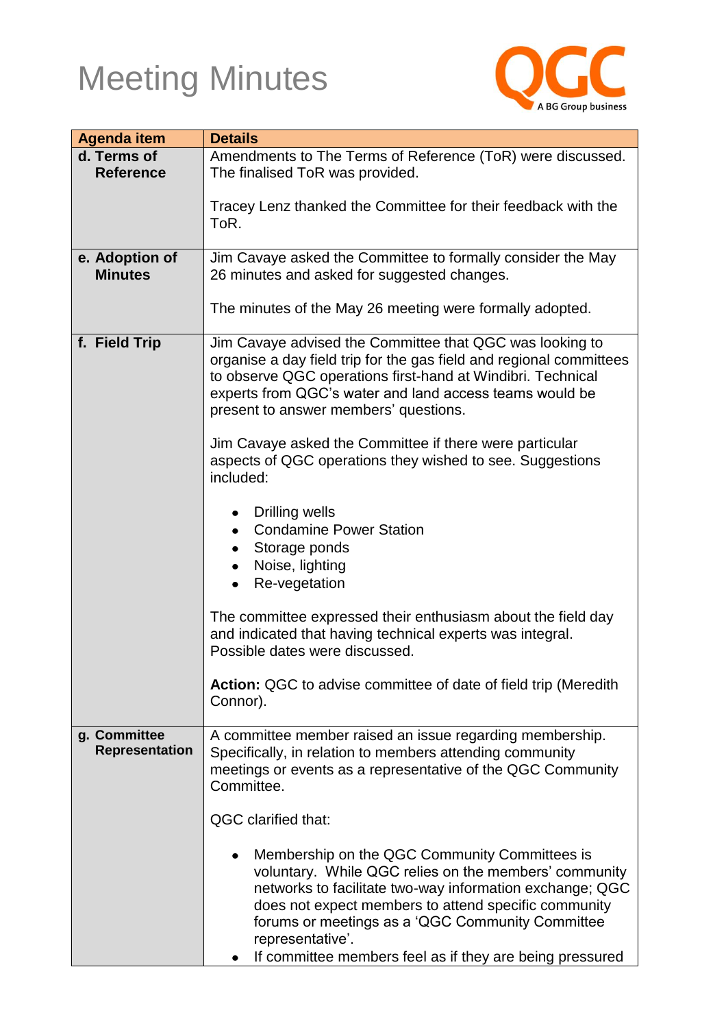# Meeting Minutes

QGC
A BG Group business

| Agenda item | Details |
|---|---|
| **d. Terms of Reference** | Amendments to The Terms of Reference (ToR) were discussed. The finalised ToR was provided.<br><br>Tracey Lenz thanked the Committee for their feedback with the ToR. |
| **e. Adoption of Minutes** | Jim Cavaye asked the Committee to formally consider the May 26 minutes and asked for suggested changes.<br><br>The minutes of the May 26 meeting were formally adopted. |
| **f. Field Trip** | Jim Cavaye advised the Committee that QGC was looking to organise a day field trip for the gas field and regional committees to observe QGC operations first-hand at Windibri. Technical experts from QGC's water and land access teams would be present to answer members' questions.<br><br>Jim Cavaye asked the Committee if there were particular aspects of QGC operations they wished to see. Suggestions included:<br><br>• Drilling wells<br>• Condamine Power Station<br>• Storage ponds<br>• Noise, lighting<br>• Re-vegetation<br><br>The committee expressed their enthusiasm about the field day and indicated that having technical experts was integral. Possible dates were discussed.<br><br>**Action:** QGC to advise committee of date of field trip (Meredith Connor). |
| **g. Committee Representation** | A committee member raised an issue regarding membership. Specifically, in relation to members attending community meetings or events as a representative of the QGC Community Committee.<br><br>QGC clarified that:<br><br>• Membership on the QGC Community Committees is voluntary. While QGC relies on the members' community networks to facilitate two-way information exchange; QGC does not expect members to attend specific community forums or meetings as a 'QGC Community Committee representative'.<br>• If committee members feel as if they are being pressured |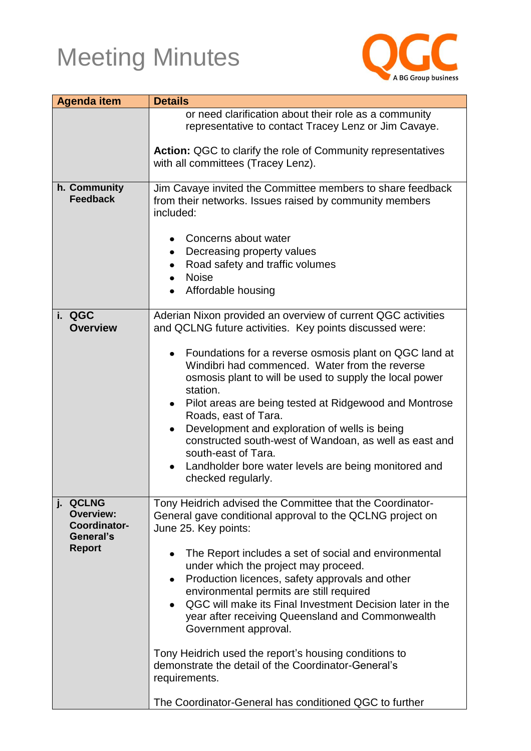# Meeting Minutes

| Agenda item | Details |
|---|---|
| | or need clarification about their role as a community representative to contact Tracey Lenz or Jim Cavaye.<br><br>**Action:** QGC to clarify the role of Community representatives with all committees (Tracey Lenz). |
| **h. Community Feedback** | Jim Cavaye invited the Committee members to share feedback from their networks. Issues raised by community members included:<br><br>• Concerns about water<br>• Decreasing property values<br>• Road safety and traffic volumes<br>• Noise<br>• Affordable housing |
| **i. QGC Overview** | Aderian Nixon provided an overview of current QGC activities and QCLNG future activities. Key points discussed were:<br><br>• Foundations for a reverse osmosis plant on QGC land at Windibri had commenced. Water from the reverse osmosis plant to will be used to supply the local power station.<br>• Pilot areas are being tested at Ridgewood and Montrose Roads, east of Tara.<br>• Development and exploration of wells is being constructed south-west of Wandoan, as well as east and south-east of Tara.<br>• Landholder bore water levels are being monitored and checked regularly. |
| **j. QCLNG Overview: Coordinator-General's Report** | Tony Heidrich advised the Committee that the Coordinator-General gave conditional approval to the QCLNG project on June 25. Key points:<br><br>• The Report includes a set of social and environmental under which the project may proceed.<br>• Production licences, safety approvals and other environmental permits are still required<br>• QGC will make its Final Investment Decision later in the year after receiving Queensland and Commonwealth Government approval.<br><br>Tony Heidrich used the report's housing conditions to demonstrate the detail of the Coordinator-General's requirements.<br><br>The Coordinator-General has conditioned QGC to further |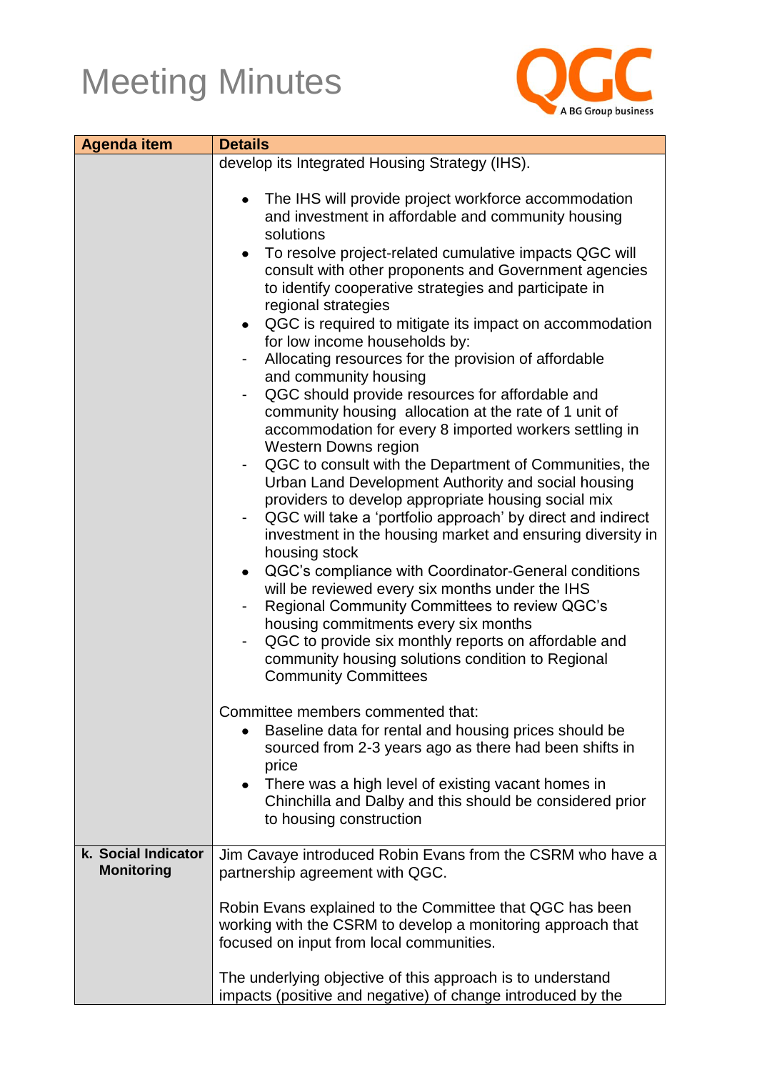# Meeting Minutes

| Agenda item | Details |
| --- | --- |
| | develop its Integrated Housing Strategy (IHS).<br><br>• The IHS will provide project workforce accommodation and investment in affordable and community housing solutions<br>• To resolve project-related cumulative impacts QGC will consult with other proponents and Government agencies to identify cooperative strategies and participate in regional strategies<br>• QGC is required to mitigate its impact on accommodation for low income households by:<br>- Allocating resources for the provision of affordable and community housing<br>- QGC should provide resources for affordable and community housing allocation at the rate of 1 unit of accommodation for every 8 imported workers settling in Western Downs region<br>- QGC to consult with the Department of Communities, the Urban Land Development Authority and social housing providers to develop appropriate housing social mix<br>- QGC will take a 'portfolio approach' by direct and indirect investment in the housing market and ensuring diversity in housing stock<br>• QGC's compliance with Coordinator-General conditions will be reviewed every six months under the IHS<br>- Regional Community Committees to review QGC's housing commitments every six months<br>- QGC to provide six monthly reports on affordable and community housing solutions condition to Regional Community Committees<br><br>Committee members commented that:<br>• Baseline data for rental and housing prices should be sourced from 2-3 years ago as there had been shifts in price<br>• There was a high level of existing vacant homes in Chinchilla and Dalby and this should be considered prior to housing construction |
| **k. Social Indicator Monitoring** | Jim Cavaye introduced Robin Evans from the CSRM who have a partnership agreement with QGC.<br><br>Robin Evans explained to the Committee that QGC has been working with the CSRM to develop a monitoring approach that focused on input from local communities.<br><br>The underlying objective of this approach is to understand impacts (positive and negative) of change introduced by the |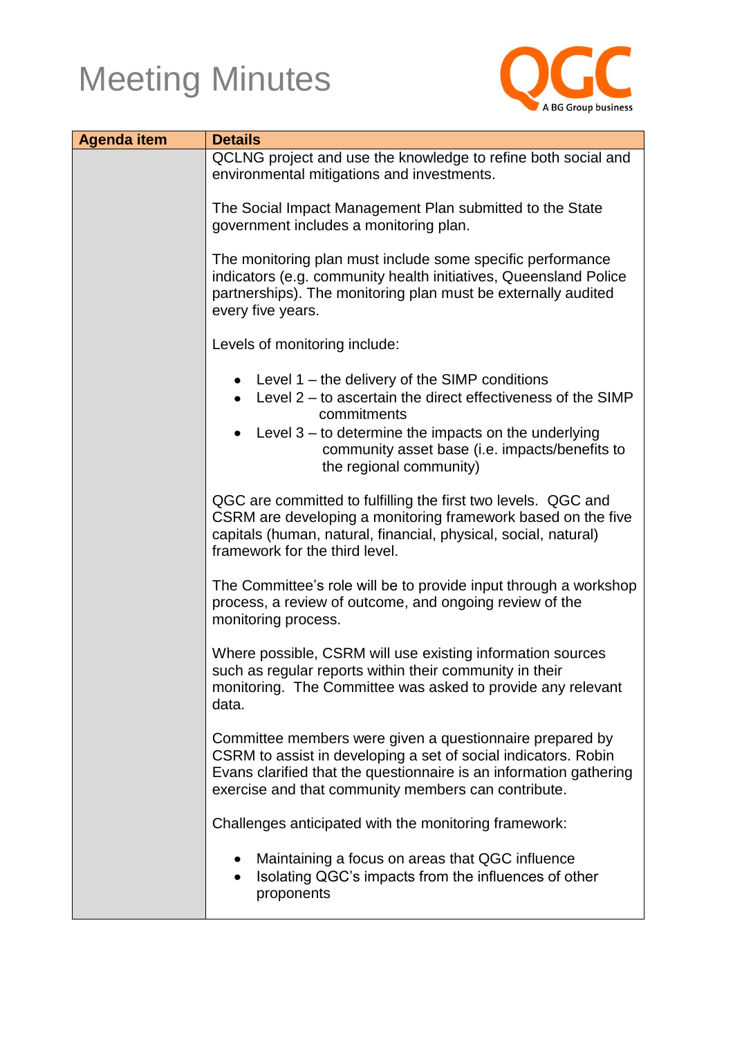# Meeting Minutes

| Agenda item | Details |
|---|---|
| | QCLNG project and use the knowledge to refine both social and environmental mitigations and investments.<br><br>The Social Impact Management Plan submitted to the State government includes a monitoring plan.<br><br>The monitoring plan must include some specific performance indicators (e.g. community health initiatives, Queensland Police partnerships). The monitoring plan must be externally audited every five years.<br><br>Levels of monitoring include:<br><br>• Level 1 – the delivery of the SIMP conditions<br>• Level 2 – to ascertain the direct effectiveness of the SIMP commitments<br>• Level 3 – to determine the impacts on the underlying community asset base (i.e. impacts/benefits to the regional community)<br><br>QGC are committed to fulfilling the first two levels. QGC and CSRM are developing a monitoring framework based on the five capitals (human, natural, financial, physical, social, natural) framework for the third level.<br><br>The Committee's role will be to provide input through a workshop process, a review of outcome, and ongoing review of the monitoring process.<br><br>Where possible, CSRM will use existing information sources such as regular reports within their community in their monitoring. The Committee was asked to provide any relevant data.<br><br>Committee members were given a questionnaire prepared by CSRM to assist in developing a set of social indicators. Robin Evans clarified that the questionnaire is an information gathering exercise and that community members can contribute.<br><br>Challenges anticipated with the monitoring framework:<br><br>• Maintaining a focus on areas that QGC influence<br>• Isolating QGC's impacts from the influences of other proponents |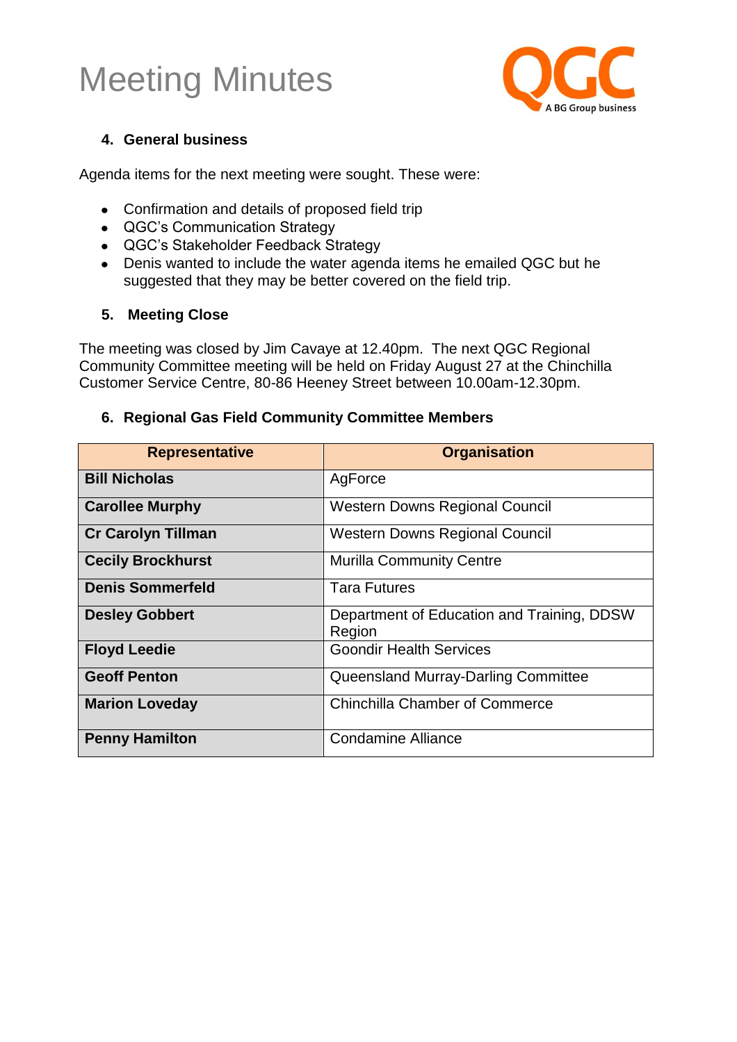# Meeting Minutes

QGC
A BG Group business

### 4. General business

Agenda items for the next meeting were sought. These were:

- Confirmation and details of proposed field trip
- QGC's Communication Strategy
- QGC's Stakeholder Feedback Strategy
- Denis wanted to include the water agenda items he emailed QGC but he suggested that they may be better covered on the field trip.

### 5. Meeting Close

The meeting was closed by Jim Cavaye at 12.40pm. The next QGC Regional Community Committee meeting will be held on Friday August 27 at the Chinchilla Customer Service Centre, 80-86 Heeney Street between 10.00am-12.30pm.

### 6. Regional Gas Field Community Committee Members

| Representative | Organisation |
|---|---|
| **Bill Nicholas** | AgForce |
| **Carollee Murphy** | Western Downs Regional Council |
| **Cr Carolyn Tillman** | Western Downs Regional Council |
| **Cecily Brockhurst** | Murilla Community Centre |
| **Denis Sommerfeld** | Tara Futures |
| **Desley Gobbert** | Department of Education and Training, DDSW Region |
| **Floyd Leedie** | Goondir Health Services |
| **Geoff Penton** | Queensland Murray-Darling Committee |
| **Marion Loveday** | Chinchilla Chamber of Commerce |
| **Penny Hamilton** | Condamine Alliance |